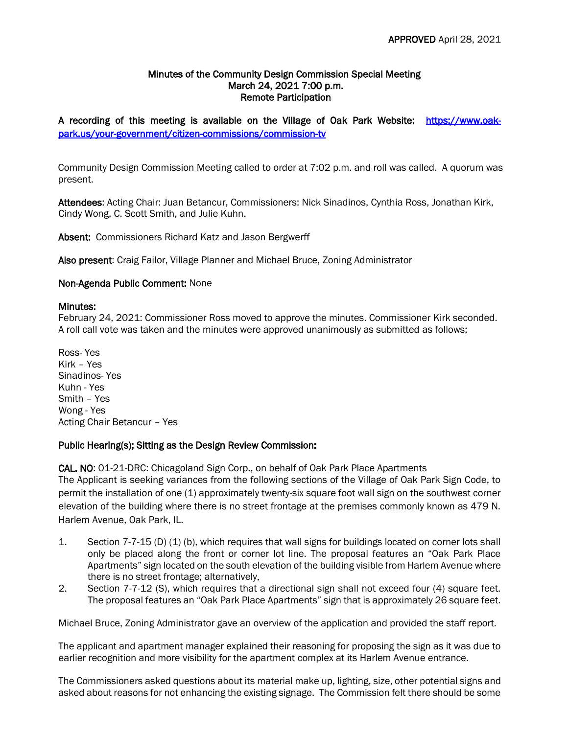**APPROVED** April 28, 2021

**Minutes of the Community Design Commission Special Meeting**
**March 24, 2021 7:00 p.m.**
**Remote Participation**

**A recording of this meeting is available on the Village of Oak Park Website: [https://www.oak-park.us/your-government/citizen-commissions/commission-tv](https://www.oak-park.us/your-government/citizen-commissions/commission-tv)**

Community Design Commission Meeting called to order at 7:02 p.m. and roll was called. A quorum was present.

**Attendees**: Acting Chair: Juan Betancur, Commissioners: Nick Sinadinos, Cynthia Ross, Jonathan Kirk, Cindy Wong, C. Scott Smith, and Julie Kuhn.

**Absent:** Commissioners Richard Katz and Jason Bergwerff

**Also present**: Craig Failor, Village Planner and Michael Bruce, Zoning Administrator

**Non-Agenda Public Comment:** None

**Minutes:**
February 24, 2021: Commissioner Ross moved to approve the minutes. Commissioner Kirk seconded. A roll call vote was taken and the minutes were approved unanimously as submitted as follows;

Ross- Yes
Kirk – Yes
Sinadinos- Yes
Kuhn - Yes
Smith – Yes
Wong - Yes
Acting Chair Betancur – Yes

**Public Hearing(s); Sitting as the Design Review Commission:**

**CAL. NO**: 01-21-DRC: Chicagoland Sign Corp., on behalf of Oak Park Place Apartments
The Applicant is seeking variances from the following sections of the Village of Oak Park Sign Code, to permit the installation of one (1) approximately twenty-six square foot wall sign on the southwest corner elevation of the building where there is no street frontage at the premises commonly known as 479 N. Harlem Avenue, Oak Park, IL.

1. Section 7-7-15 (D) (1) (b), which requires that wall signs for buildings located on corner lots shall only be placed along the front or corner lot line. The proposal features an "Oak Park Place Apartments" sign located on the south elevation of the building visible from Harlem Avenue where there is no street frontage; alternatively**.**
2. Section 7-7-12 (S), which requires that a directional sign shall not exceed four (4) square feet. The proposal features an "Oak Park Place Apartments" sign that is approximately 26 square feet.

Michael Bruce, Zoning Administrator gave an overview of the application and provided the staff report.

The applicant and apartment manager explained their reasoning for proposing the sign as it was due to earlier recognition and more visibility for the apartment complex at its Harlem Avenue entrance.

The Commissioners asked questions about its material make up, lighting, size, other potential signs and asked about reasons for not enhancing the existing signage. The Commission felt there should be some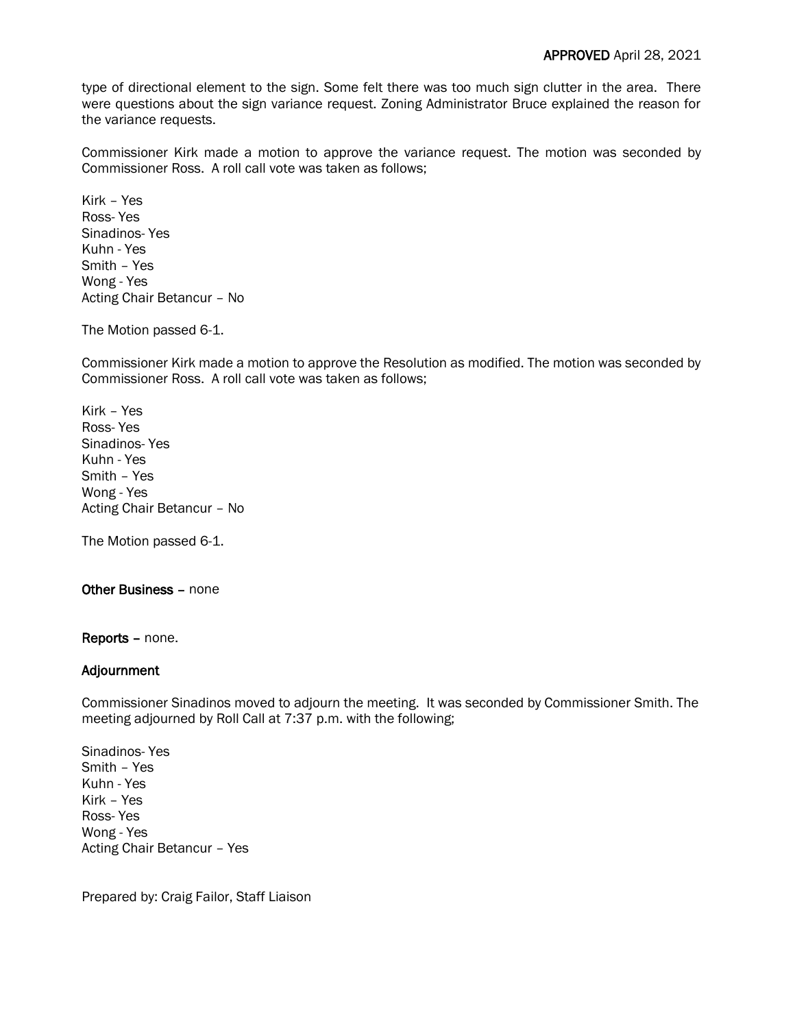**APPROVED** April 28, 2021

type of directional element to the sign. Some felt there was too much sign clutter in the area. There were questions about the sign variance request. Zoning Administrator Bruce explained the reason for the variance requests.

Commissioner Kirk made a motion to approve the variance request. The motion was seconded by Commissioner Ross. A roll call vote was taken as follows;

Kirk – Yes
Ross- Yes
Sinadinos- Yes
Kuhn - Yes
Smith – Yes
Wong - Yes
Acting Chair Betancur – No

The Motion passed 6-1.

Commissioner Kirk made a motion to approve the Resolution as modified. The motion was seconded by Commissioner Ross. A roll call vote was taken as follows;

Kirk – Yes
Ross- Yes
Sinadinos- Yes
Kuhn - Yes
Smith – Yes
Wong - Yes
Acting Chair Betancur – No

The Motion passed 6-1.

**Other Business** – none

**Reports** – none.

**Adjournment**

Commissioner Sinadinos moved to adjourn the meeting. It was seconded by Commissioner Smith. The meeting adjourned by Roll Call at 7:37 p.m. with the following;

Sinadinos- Yes
Smith – Yes
Kuhn - Yes
Kirk – Yes
Ross- Yes
Wong - Yes
Acting Chair Betancur – Yes

Prepared by: Craig Failor, Staff Liaison